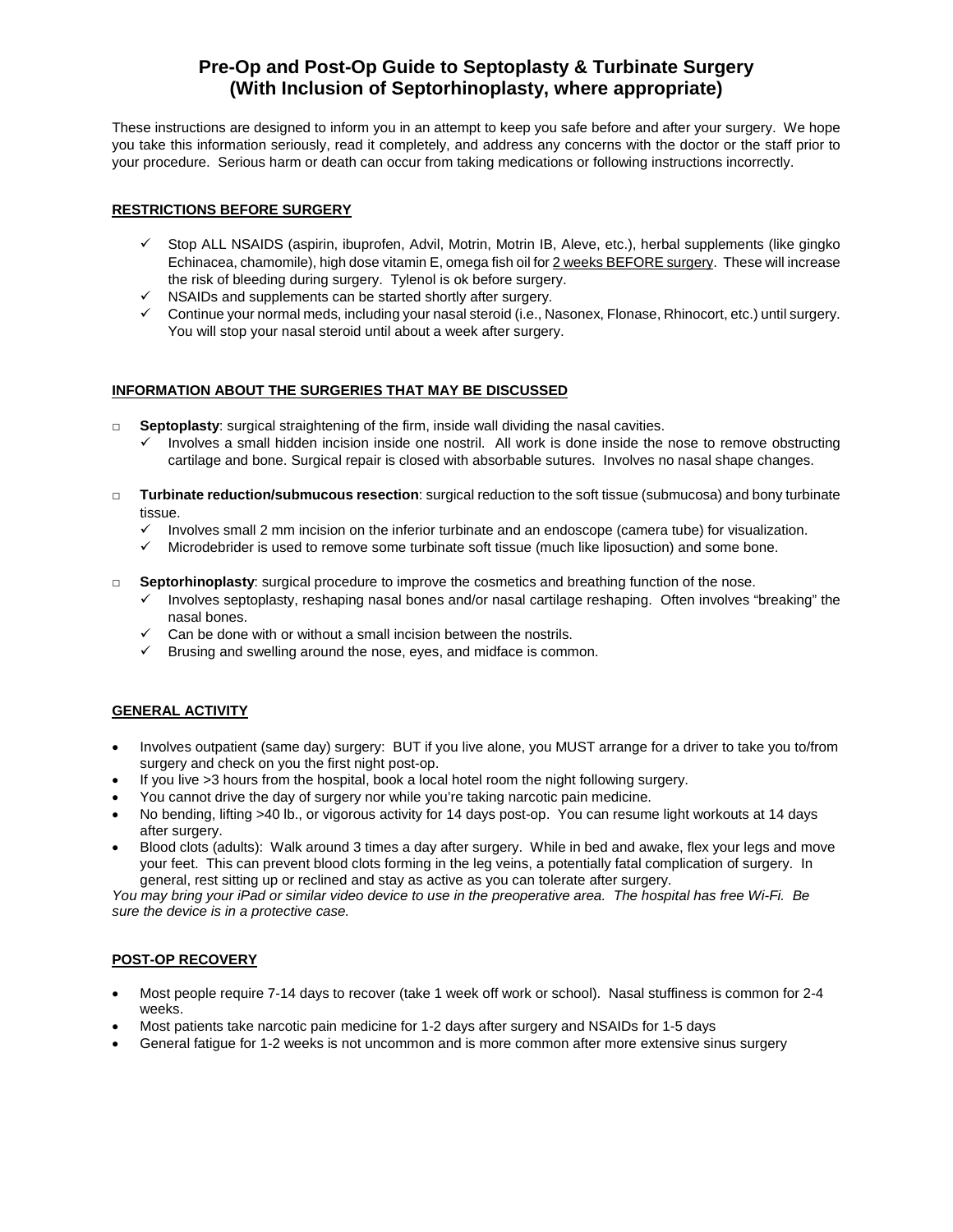# Pre-Op and Post-Op Guide to Septoplasty & Turbinate Surgery (With Inclusion of Septorhinoplasty, where appropriate)

These instructions are designed to inform you in an attempt to keep you safe before and after your surgery. We hope you take this information seriously, read it completely, and address any concerns with the doctor or the staff prior to your procedure. Serious harm or death can occur from taking medications or following instructions incorrectly.

## RESTRICTIONS BEFORE SURGERY

- ✓ Stop ALL NSAIDS (aspirin, ibuprofen, Advil, Motrin, Motrin IB, Aleve, etc.), herbal supplements (like gingko Echinacea, chamomile), high dose vitamin E, omega fish oil for 2 weeks BEFORE surgery. These will increase the risk of bleeding during surgery. Tylenol is ok before surgery.
- ✓ NSAIDs and supplements can be started shortly after surgery.
- ✓ Continue your normal meds, including your nasal steroid (i.e., Nasonex, Flonase, Rhinocort, etc.) until surgery. You will stop your nasal steroid until about a week after surgery.

## INFORMATION ABOUT THE SURGERIES THAT MAY BE DISCUSSED

- □ **Septoplasty**: surgical straightening of the firm, inside wall dividing the nasal cavities.
  - ✓ Involves a small hidden incision inside one nostril. All work is done inside the nose to remove obstructing cartilage and bone. Surgical repair is closed with absorbable sutures. Involves no nasal shape changes.
- □ **Turbinate reduction/submucous resection**: surgical reduction to the soft tissue (submucosa) and bony turbinate tissue.
  - ✓ Involves small 2 mm incision on the inferior turbinate and an endoscope (camera tube) for visualization.
  - ✓ Microdebrider is used to remove some turbinate soft tissue (much like liposuction) and some bone.
- □ **Septorhinoplasty**: surgical procedure to improve the cosmetics and breathing function of the nose.
  - ✓ Involves septoplasty, reshaping nasal bones and/or nasal cartilage reshaping. Often involves "breaking" the nasal bones.
  - ✓ Can be done with or without a small incision between the nostrils.
  - ✓ Brusing and swelling around the nose, eyes, and midface is common.

## GENERAL ACTIVITY

- Involves outpatient (same day) surgery: BUT if you live alone, you MUST arrange for a driver to take you to/from surgery and check on you the first night post-op.
- If you live >3 hours from the hospital, book a local hotel room the night following surgery.
- You cannot drive the day of surgery nor while you're taking narcotic pain medicine.
- No bending, lifting >40 lb., or vigorous activity for 14 days post-op. You can resume light workouts at 14 days after surgery.
- Blood clots (adults): Walk around 3 times a day after surgery. While in bed and awake, flex your legs and move your feet. This can prevent blood clots forming in the leg veins, a potentially fatal complication of surgery. In general, rest sitting up or reclined and stay as active as you can tolerate after surgery.

*You may bring your iPad or similar video device to use in the preoperative area. The hospital has free Wi-Fi. Be sure the device is in a protective case.*

## POST-OP RECOVERY

- Most people require 7-14 days to recover (take 1 week off work or school). Nasal stuffiness is common for 2-4 weeks.
- Most patients take narcotic pain medicine for 1-2 days after surgery and NSAIDs for 1-5 days
- General fatigue for 1-2 weeks is not uncommon and is more common after more extensive sinus surgery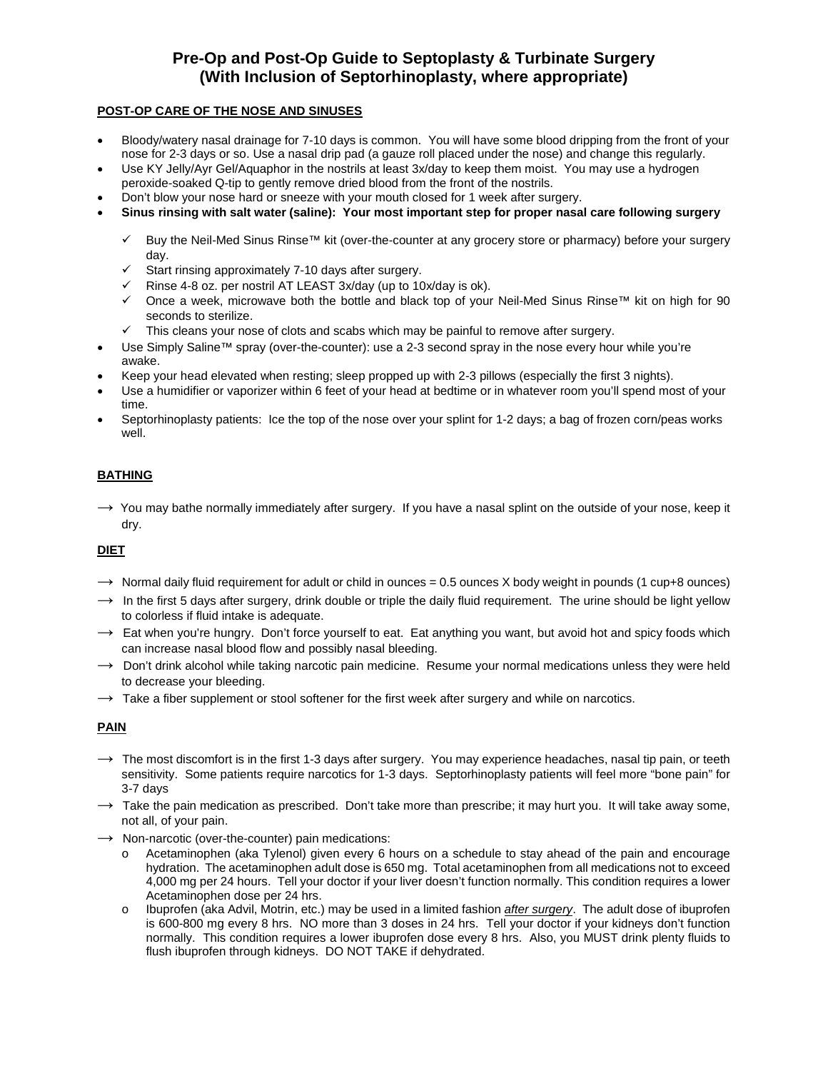# Pre-Op and Post-Op Guide to Septoplasty & Turbinate Surgery (With Inclusion of Septorhinoplasty, where appropriate)

**POST-OP CARE OF THE NOSE AND SINUSES**

- Bloody/watery nasal drainage for 7-10 days is common. You will have some blood dripping from the front of your nose for 2-3 days or so. Use a nasal drip pad (a gauze roll placed under the nose) and change this regularly.
- Use KY Jelly/Ayr Gel/Aquaphor in the nostrils at least 3x/day to keep them moist. You may use a hydrogen peroxide-soaked Q-tip to gently remove dried blood from the front of the nostrils.
- Don't blow your nose hard or sneeze with your mouth closed for 1 week after surgery.
- **Sinus rinsing with salt water (saline): Your most important step for proper nasal care following surgery**
  - ✓ Buy the Neil-Med Sinus Rinse™ kit (over-the-counter at any grocery store or pharmacy) before your surgery day.
  - ✓ Start rinsing approximately 7-10 days after surgery.
  - ✓ Rinse 4-8 oz. per nostril AT LEAST 3x/day (up to 10x/day is ok).
  - ✓ Once a week, microwave both the bottle and black top of your Neil-Med Sinus Rinse™ kit on high for 90 seconds to sterilize.
  - ✓ This cleans your nose of clots and scabs which may be painful to remove after surgery.
- Use Simply Saline™ spray (over-the-counter): use a 2-3 second spray in the nose every hour while you're awake.
- Keep your head elevated when resting; sleep propped up with 2-3 pillows (especially the first 3 nights).
- Use a humidifier or vaporizer within 6 feet of your head at bedtime or in whatever room you'll spend most of your time.
- Septorhinoplasty patients: Ice the top of the nose over your splint for 1-2 days; a bag of frozen corn/peas works well.

**BATHING**

→ You may bathe normally immediately after surgery. If you have a nasal splint on the outside of your nose, keep it dry.

**DIET**

→ Normal daily fluid requirement for adult or child in ounces = 0.5 ounces X body weight in pounds (1 cup+8 ounces)

→ In the first 5 days after surgery, drink double or triple the daily fluid requirement. The urine should be light yellow to colorless if fluid intake is adequate.

→ Eat when you're hungry. Don't force yourself to eat. Eat anything you want, but avoid hot and spicy foods which can increase nasal blood flow and possibly nasal bleeding.

→ Don't drink alcohol while taking narcotic pain medicine. Resume your normal medications unless they were held to decrease your bleeding.

→ Take a fiber supplement or stool softener for the first week after surgery and while on narcotics.

**PAIN**

→ The most discomfort is in the first 1-3 days after surgery. You may experience headaches, nasal tip pain, or teeth sensitivity. Some patients require narcotics for 1-3 days. Septorhinoplasty patients will feel more "bone pain" for 3-7 days

→ Take the pain medication as prescribed. Don't take more than prescribe; it may hurt you. It will take away some, not all, of your pain.

→ Non-narcotic (over-the-counter) pain medications:

- o Acetaminophen (aka Tylenol) given every 6 hours on a schedule to stay ahead of the pain and encourage hydration. The acetaminophen adult dose is 650 mg. Total acetaminophen from all medications not to exceed 4,000 mg per 24 hours. Tell your doctor if your liver doesn't function normally. This condition requires a lower Acetaminophen dose per 24 hrs.
- o Ibuprofen (aka Advil, Motrin, etc.) may be used in a limited fashion ***after surgery***. The adult dose of ibuprofen is 600-800 mg every 8 hrs. NO more than 3 doses in 24 hrs. Tell your doctor if your kidneys don't function normally. This condition requires a lower ibuprofen dose every 8 hrs. Also, you MUST drink plenty fluids to flush ibuprofen through kidneys. DO NOT TAKE if dehydrated.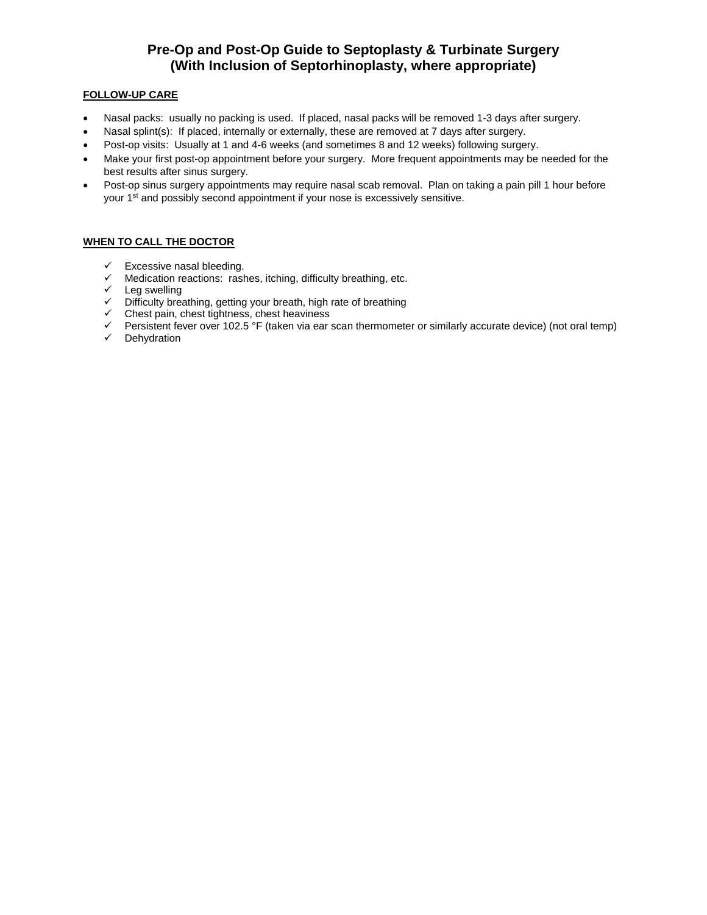# Pre-Op and Post-Op Guide to Septoplasty & Turbinate Surgery (With Inclusion of Septorhinoplasty, where appropriate)

**FOLLOW-UP CARE**

- Nasal packs: usually no packing is used. If placed, nasal packs will be removed 1-3 days after surgery.
- Nasal splint(s): If placed, internally or externally, these are removed at 7 days after surgery.
- Post-op visits: Usually at 1 and 4-6 weeks (and sometimes 8 and 12 weeks) following surgery.
- Make your first post-op appointment before your surgery. More frequent appointments may be needed for the best results after sinus surgery.
- Post-op sinus surgery appointments may require nasal scab removal. Plan on taking a pain pill 1 hour before your 1st and possibly second appointment if your nose is excessively sensitive.

**WHEN TO CALL THE DOCTOR**

- ✓ Excessive nasal bleeding.
- ✓ Medication reactions: rashes, itching, difficulty breathing, etc.
- ✓ Leg swelling
- ✓ Difficulty breathing, getting your breath, high rate of breathing
- ✓ Chest pain, chest tightness, chest heaviness
- ✓ Persistent fever over 102.5 °F (taken via ear scan thermometer or similarly accurate device) (not oral temp)
- ✓ Dehydration